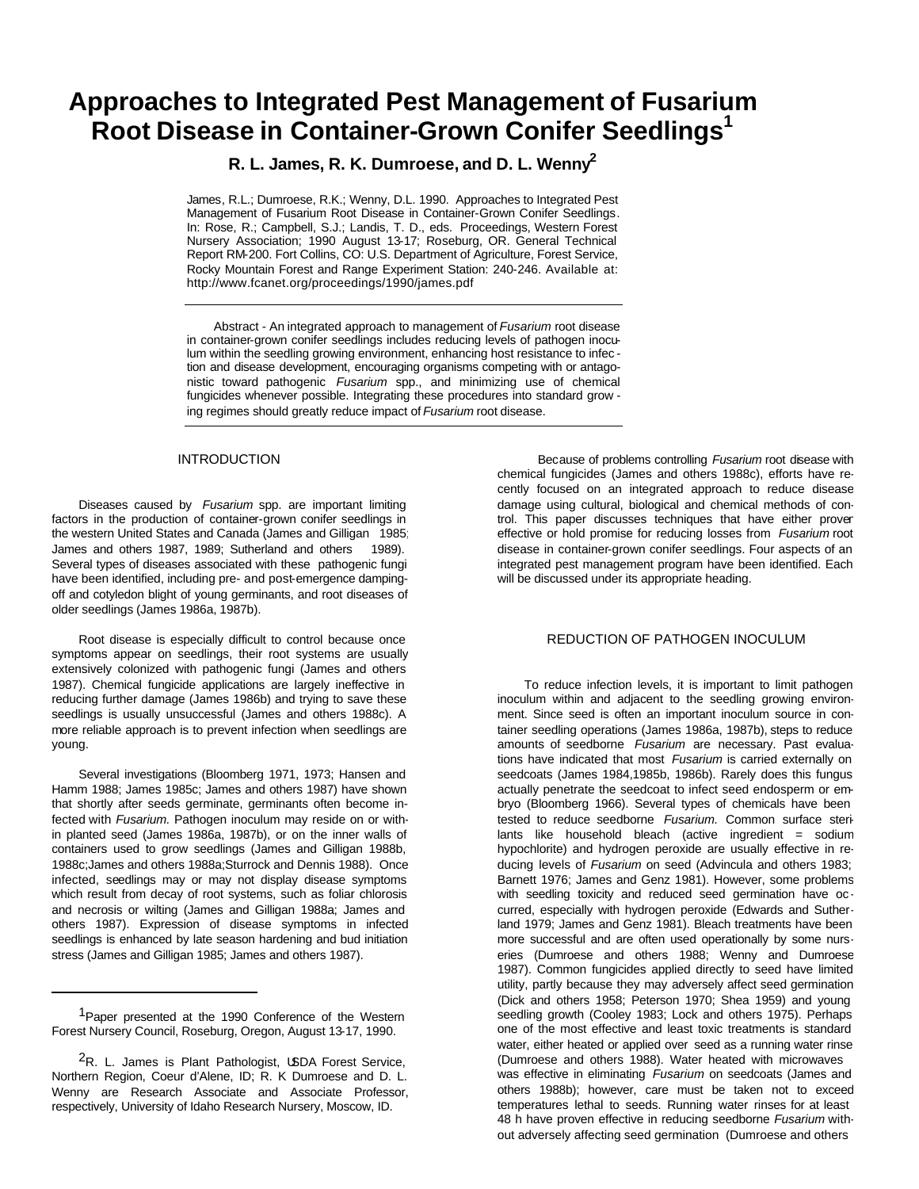# Approaches to Integrated Pest Management of Fusarium Root Disease in Container-Grown Conifer Seedlings[1]

**R. L. James, R. K. Dumroese, and D. L. Wenny[2]**

James, R.L.; Dumroese, R.K.; Wenny, D.L. 1990. Approaches to Integrated Pest Management of Fusarium Root Disease in Container-Grown Conifer Seedlings. In: Rose, R.; Campbell, S.J.; Landis, T. D., eds. Proceedings, Western Forest Nursery Association; 1990 August 13-17; Roseburg, OR. General Technical Report RM-200. Fort Collins, CO: U.S. Department of Agriculture, Forest Service, Rocky Mountain Forest and Range Experiment Station: 240-246. Available at: http://www.fcanet.org/proceedings/1990/james.pdf

Abstract - An integrated approach to management of *Fusarium* root disease in container-grown conifer seedlings includes reducing levels of pathogen inoculum within the seedling growing environment, enhancing host resistance to infection and disease development, encouraging organisms competing with or antagonistic toward pathogenic *Fusarium* spp., and minimizing use of chemical fungicides whenever possible. Integrating these procedures into standard growing regimes should greatly reduce impact of *Fusarium* root disease.

## INTRODUCTION

Diseases caused by *Fusarium* spp. are important limiting factors in the production of container-grown conifer seedlings in the western United States and Canada (James and Gilligan 1985; James and others 1987, 1989; Sutherland and others 1989). Several types of diseases associated with these pathogenic fungi have been identified, including pre- and post-emergence damping-off and cotyledon blight of young germinants, and root diseases of older seedlings (James 1986a, 1987b).

Root disease is especially difficult to control because once symptoms appear on seedlings, their root systems are usually extensively colonized with pathogenic fungi (James and others 1987). Chemical fungicide applications are largely ineffective in reducing further damage (James 1986b) and trying to save these seedlings is usually unsuccessful (James and others 1988c). A more reliable approach is to prevent infection when seedlings are young.

Several investigations (Bloomberg 1971, 1973; Hansen and Hamm 1988; James 1985c; James and others 1987) have shown that shortly after seeds germinate, germinants often become infected with *Fusarium.* Pathogen inoculum may reside on or within planted seed (James 1986a, 1987b), or on the inner walls of containers used to grow seedlings (James and Gilligan 1988b, 1988c; James and others 1988a; Sturrock and Dennis 1988). Once infected, seedlings may or may not display disease symptoms which result from decay of root systems, such as foliar chlorosis and necrosis or wilting (James and Gilligan 1988a; James and others 1987). Expression of disease symptoms in infected seedlings is enhanced by late season hardening and bud initiation stress (James and Gilligan 1985; James and others 1987).

Because of problems controlling *Fusarium* root disease with chemical fungicides (James and others 1988c), efforts have recently focused on an integrated approach to reduce disease damage using cultural, biological and chemical methods of control. This paper discusses techniques that have either prover effective or hold promise for reducing losses from *Fusarium* root disease in container-grown conifer seedlings. Four aspects of an integrated pest management program have been identified. Each will be discussed under its appropriate heading.

## REDUCTION OF PATHOGEN INOCULUM

To reduce infection levels, it is important to limit pathogen inoculum within and adjacent to the seedling growing environment. Since seed is often an important inoculum source in container seedling operations (James 1986a, 1987b), steps to reduce amounts of seedborne *Fusarium* are necessary. Past evaluations have indicated that most *Fusarium* is carried externally on seedcoats (James 1984,1985b, 1986b). Rarely does this fungus actually penetrate the seedcoat to infect seed endosperm or embryo (Bloomberg 1966). Several types of chemicals have been tested to reduce seedborne *Fusarium.* Common surface sterilants like household bleach (active ingredient = sodium hypochlorite) and hydrogen peroxide are usually effective in reducing levels of *Fusarium* on seed (Advincula and others 1983; Barnett 1976; James and Genz 1981). However, some problems with seedling toxicity and reduced seed germination have occurred, especially with hydrogen peroxide (Edwards and Sutherland 1979; James and Genz 1981). Bleach treatments have been more successful and are often used operationally by some nurseries (Dumroese and others 1988; Wenny and Dumroese 1987). Common fungicides applied directly to seed have limited utility, partly because they may adversely affect seed germination (Dick and others 1958; Peterson 1970; Shea 1959) and young seedling growth (Cooley 1983; Lock and others 1975). Perhaps one of the most effective and least toxic treatments is standard water, either heated or applied over seed as a running water rinse (Dumroese and others 1988). Water heated with microwaves was effective in eliminating *Fusarium* on seedcoats (James and others 1988b); however, care must be taken not to exceed temperatures lethal to seeds. Running water rinses for at least 48 h have proven effective in reducing seedborne *Fusarium* without adversely affecting seed germination (Dumroese and others

---

[1] Paper presented at the 1990 Conference of the Western Forest Nursery Council, Roseburg, Oregon, August 13-17, 1990.

[2] R. L. James is Plant Pathologist, USDA Forest Service, Northern Region, Coeur d'Alene, ID; R. K Dumroese and D. L. Wenny are Research Associate and Associate Professor, respectively, University of Idaho Research Nursery, Moscow, ID.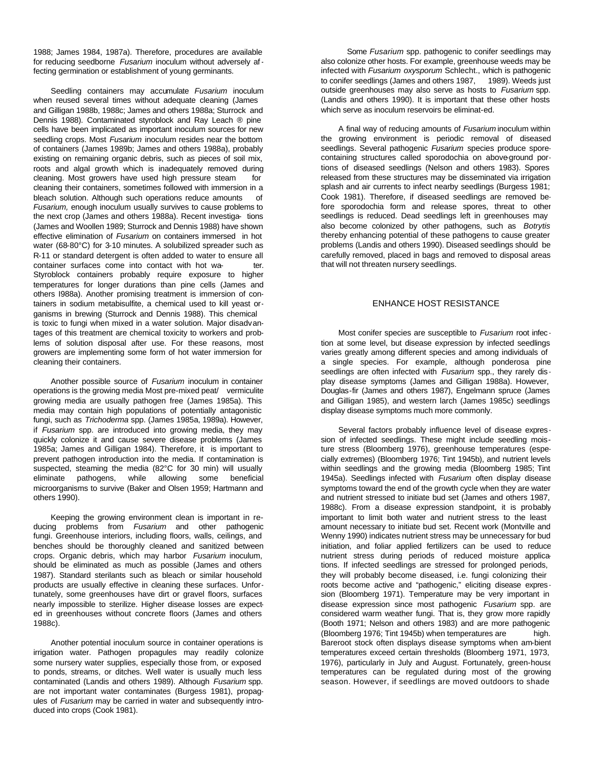1988; James 1984, 1987a). Therefore, procedures are available for reducing seedborne *Fusarium* inoculum without adversely affecting germination or establishment of young germinants.

Seedling containers may accumulate *Fusarium* inoculum when reused several times without adequate cleaning (James and Gilligan 1988b, 1988c; James and others 1988a; Sturrock and Dennis 1988). Contaminated styroblock and Ray Leach ® pine cells have been implicated as important inoculum sources for new seedling crops. Most *Fusarium* inoculum resides near the bottom of containers (James 1989b; James and others 1988a), probably existing on remaining organic debris, such as pieces of soil mix, roots and algal growth which is inadequately removed during cleaning. Most growers have used high pressure steam for cleaning their containers, sometimes followed with immersion in a bleach solution. Although such operations reduce amounts of *Fusarium,* enough inoculum usually survives to cause problems to the next crop (James and others 1988a). Recent investigations (James and Woollen 1989; Sturrock and Dennis 1988) have shown effective elimination of *Fusarium* on containers immersed in hot water (68-80°C) for 3-10 minutes. A solubilized spreader such as R-11 or standard detergent is often added to water to ensure all container surfaces come into contact with hot water. Styroblock containers probably require exposure to higher temperatures for longer durations than pine cells (James and others I988a). Another promising treatment is immersion of containers in sodium metabisulfite, a chemical used to kill yeast organisms in brewing (Sturrock and Dennis 1988). This chemical is toxic to fungi when mixed in a water solution. Major disadvantages of this treatment are chemical toxicity to workers and problems of solution disposal after use. For these reasons, most growers are implementing some form of hot water immersion for cleaning their containers.

Another possible source of *Fusarium* inoculum in container operations is the growing media Most pre-mixed peat/ vermiculite growing media are usually pathogen free (James 1985a). This media may contain high populations of potentially antagonistic fungi, such as *Trichoderma* spp. (James 1985a, 1989a). However, if *Fusarium* spp. are introduced into growing media, they may quickly colonize it and cause severe disease problems (James 1985a; James and Gilligan 1984). Therefore, it is important to prevent pathogen introduction into the media. If contamination is suspected, steaming the media (82°C for 30 min) will usually eliminate pathogens, while allowing some beneficial microorganisms to survive (Baker and Olsen 1959; Hartmann and others 1990).

Keeping the growing environment clean is important in reducing problems from *Fusarium* and other pathogenic fungi. Greenhouse interiors, including floors, walls, ceilings, and benches should be thoroughly cleaned and sanitized between crops. Organic debris, which may harbor *Fusarium* inoculum, should be eliminated as much as possible (James and others 1987). Standard sterilants such as bleach or similar household products are usually effective in cleaning these surfaces. Unfortunately, some greenhouses have dirt or gravel floors, surfaces nearly impossible to sterilize. Higher disease losses are expected in greenhouses without concrete floors (James and others 1988c).

Another potential inoculum source in container operations is irrigation water. Pathogen propagules may readily colonize some nursery water supplies, especially those from, or exposed to ponds, streams, or ditches. Well water is usually much less contaminated (Landis and others 1989). Although *Fusarium* spp. are not important water contaminates (Burgess 1981), propagules of *Fusarium* may be carried in water and subsequently introduced into crops (Cook 1981).

Some *Fusarium* spp. pathogenic to conifer seedlings may also colonize other hosts. For example, greenhouse weeds may be infected with *Fusarium oxysporum* Schlecht., which is pathogenic to conifer seedlings (James and others 1987, 1989). Weeds just outside greenhouses may also serve as hosts to *Fusarium* spp. (Landis and others 1990). It is important that these other hosts which serve as inoculum reservoirs be eliminat-ed.

A final way of reducing amounts of *Fusarium* inoculum within the growing environment is periodic removal of diseased seedlings. Several pathogenic *Fusarium* species produce spore-containing structures called sporodochia on above-ground portions of diseased seedlings (Nelson and others 1983). Spores released from these structures may be disseminated via irrigation splash and air currents to infect nearby seedlings (Burgess 1981; Cook 1981). Therefore, if diseased seedlings are removed before sporodochia form and release spores, threat to other seedlings is reduced. Dead seedlings left in greenhouses may also become colonized by other pathogens, such as *Botrytis* thereby enhancing potential of these pathogens to cause greater problems (Landis and others 1990). Diseased seedlings should be carefully removed, placed in bags and removed to disposal areas that will not threaten nursery seedlings.

## ENHANCE HOST RESISTANCE

Most conifer species are susceptible to *Fusarium* root infection at some level, but disease expression by infected seedlings varies greatly among different species and among individuals of a single species. For example, although ponderosa pine seedlings are often infected with *Fusarium* spp., they rarely display disease symptoms (James and Gilligan 1988a). However, Douglas-fir (James and others 1987), Engelmann spruce (James and Gilligan 1985), and western larch (James 1985c) seedlings display disease symptoms much more commonly.

Several factors probably influence level of disease expression of infected seedlings. These might include seedling moisture stress (Bloomberg 1976), greenhouse temperatures (especially extremes) (Bloomberg 1976; Tint 1945b), and nutrient levels within seedlings and the growing media (Bloomberg 1985; Tint 1945a). Seedlings infected with *Fusarium* often display disease symptoms toward the end of the growth cycle when they are water and nutrient stressed to initiate bud set (James and others 1987, 1988c). From a disease expression standpoint, it is probably important to limit both water and nutrient stress to the least amount necessary to initiate bud set. Recent work (Montville and Wenny 1990) indicates nutrient stress may be unnecessary for bud initiation, and foliar applied fertilizers can be used to reduce nutrient stress during periods of reduced moisture applications. If infected seedlings are stressed for prolonged periods, they will probably become diseased, i.e. fungi colonizing their roots become active and "pathogenic," eliciting disease expression (Bloomberg 1971). Temperature may be very important in disease expression since most pathogenic *Fusarium* spp. are considered warm weather fungi. That is, they grow more rapidly (Booth 1971; Nelson and others 1983) and are more pathogenic (Bloomberg 1976; Tint 1945b) when temperatures are high. Bareroot stock often displays disease symptoms when ambient temperatures exceed certain thresholds (Bloomberg 1971, 1973, 1976), particularly in July and August. Fortunately, greenhouse temperatures can be regulated during most of the growing season. However, if seedlings are moved outdoors to shade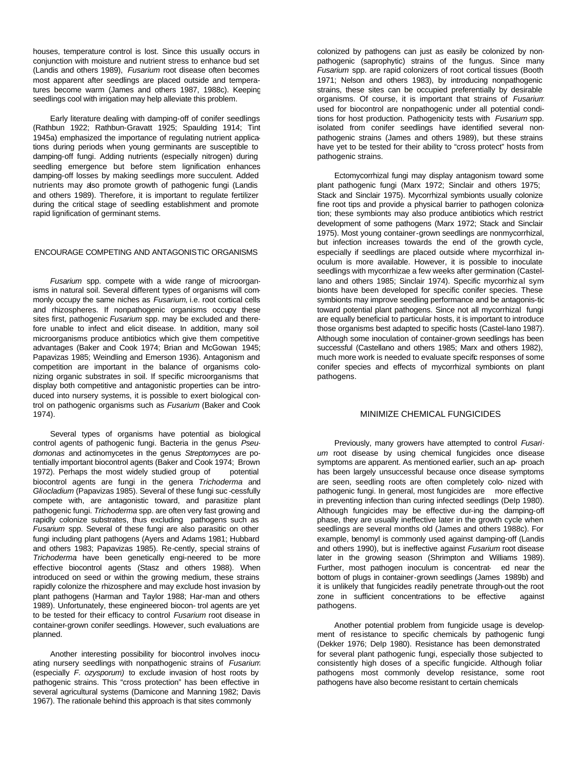houses, temperature control is lost. Since this usually occurs in conjunction with moisture and nutrient stress to enhance bud set (Landis and others 1989), *Fusarium* root disease often becomes most apparent after seedlings are placed outside and temperatures become warm (James and others 1987, 1988c). Keeping seedlings cool with irrigation may help alleviate this problem.

Early literature dealing with damping-off of conifer seedlings (Rathbun 1922; Rathbun-Gravatt 1925; Spaulding 1914; Tint 1945a) emphasized the importance of regulating nutrient applications during periods when young germinants are susceptible to damping-off fungi. Adding nutrients (especially nitrogen) during seedling emergence but before stem lignification enhances damping-off losses by making seedlings more succulent. Added nutrients may also promote growth of pathogenic fungi (Landis and others 1989). Therefore, it is important to regulate fertilizer during the critical stage of seedling establishment and promote rapid lignification of germinant stems.

## ENCOURAGE COMPETING AND ANTAGONISTIC ORGANISMS

*Fusarium* spp. compete with a wide range of microorganisms in natural soil. Several different types of organisms will commonly occupy the same niches as *Fusarium,* i.e. root cortical cells and rhizospheres. If nonpathogenic organisms occupy these sites first, pathogenic *Fusarium* spp. may be excluded and therefore unable to infect and elicit disease. In addition, many soil microorganisms produce antibiotics which give them competitive advantages (Baker and Cook 1974; Brian and McGowan 1945; Papavizas 1985; Weindling and Emerson 1936). Antagonism and competition are important in the balance of organisms colonizing organic substrates in soil. If specific microorganisms that display both competitive and antagonistic properties can be introduced into nursery systems, it is possible to exert biological control on pathogenic organisms such as *Fusarium* (Baker and Cook 1974).

Several types of organisms have potential as biological control agents of pathogenic fungi. Bacteria in the genus *Pseudomonas* and actinomycetes in the genus *Streptomyces* are potentially important biocontrol agents (Baker and Cook 1974; Brown 1972). Perhaps the most widely studied group of potential biocontrol agents are fungi in the genera *Trichoderma* and *Gliocladium* (Papavizas 1985). Several of these fungi successfully compete with, are antagonistic toward, and parasitize plant pathogenic fungi. *Trichoderma* spp. are often very fast growing and rapidly colonize substrates, thus excluding pathogens such as *Fusarium* spp. Several of these fungi are also parasitic on other fungi including plant pathogens (Ayers and Adams 1981; Hubbard and others 1983; Papavizas 1985). Recently, special strains of *Trichoderma* have been genetically engineered to be more effective biocontrol agents (Stasz and others 1988). When introduced on seed or within the growing medium, these strains rapidly colonize the rhizosphere and may exclude host invasion by plant pathogens (Harman and Taylor 1988; Harman and others 1989). Unfortunately, these engineered biocontrol agents are yet to be tested for their efficacy to control *Fusarium* root disease in container-grown conifer seedlings. However, such evaluations are planned.

Another interesting possibility for biocontrol involves inoculating nursery seedlings with nonpathogenic strains of *Fusarium* (especially *F. ozysporum)* to exclude invasion of host roots by pathogenic strains. This "cross protection" has been effective in several agricultural systems (Damicone and Manning 1982; Davis 1967). The rationale behind this approach is that sites commonly colonized by pathogens can just as easily be colonized by nonpathogenic (saprophytic) strains of the fungus. Since many *Fusarium* spp. are rapid colonizers of root cortical tissues (Booth 1971; Nelson and others 1983), by introducing nonpathogenic strains, these sites can be occupied preferentially by desirable organisms. Of course, it is important that strains of *Fusarium* used for biocontrol are nonpathogenic under all potential conditions for host production. Pathogenicity tests with *Fusarium* spp. isolated from conifer seedlings have identified several nonpathogenic strains (James and others 1989), but these strains have yet to be tested for their ability to "cross protect" hosts from pathogenic strains.

Ectomycorrhizal fungi may display antagonism toward some plant pathogenic fungi (Marx 1972; Sinclair and others 1975; Stack and Sinclair 1975). Mycorrhizal symbionts usually colonize fine root tips and provide a physical barrier to pathogen colonization; these symbionts may also produce antibiotics which restrict development of some pathogens (Marx 1972; Stack and Sinclair 1975). Most young container-grown seedlings are nonmycorrhizal, but infection increases towards the end of the growth cycle, especially if seedlings are placed outside where mycorrhizal inoculum is more available. However, it is possible to inoculate seedlings with mycorrhizae a few weeks after germination (Castellano and others 1985; Sinclair 1974). Specific mycorrhizal symbionts have been developed for specific conifer species. These symbionts may improve seedling performance and be antagonistic toward potential plant pathogens. Since not all mycorrhizal fungi are equally beneficial to particular hosts, it is important to introduce those organisms best adapted to specific hosts (Castellano 1987). Although some inoculation of container-grown seedlings has been successful (Castellano and others 1985; Marx and others 1982), much more work is needed to evaluate specific responses of some conifer species and effects of mycorrhizal symbionts on plant pathogens.

## MINIMIZE CHEMICAL FUNGICIDES

Previously, many growers have attempted to control *Fusarium* root disease by using chemical fungicides once disease symptoms are apparent. As mentioned earlier, such an approach has been largely unsuccessful because once disease symptoms are seen, seedling roots are often completely colonized with pathogenic fungi. In general, most fungicides are more effective in preventing infection than curing infected seedlings (Delp 1980). Although fungicides may be effective during the damping-off phase, they are usually ineffective later in the growth cycle when seedlings are several months old (James and others 1988c). For example, benomyl is commonly used against damping-off (Landis and others 1990), but is ineffective against *Fusarium* root disease later in the growing season (Shrimpton and Williams 1989). Further, most pathogen inoculum is concentrated near the bottom of plugs in container-grown seedlings (James 1989b) and it is unlikely that fungicides readily penetrate throughout the root zone in sufficient concentrations to be effective against pathogens.

Another potential problem from fungicide usage is development of resistance to specific chemicals by pathogenic fungi (Dekker 1976; Delp 1980). Resistance has been demonstrated for several plant pathogenic fungi, especially those subjected to consistently high doses of a specific fungicide. Although foliar pathogens most commonly develop resistance, some root pathogens have also become resistant to certain chemicals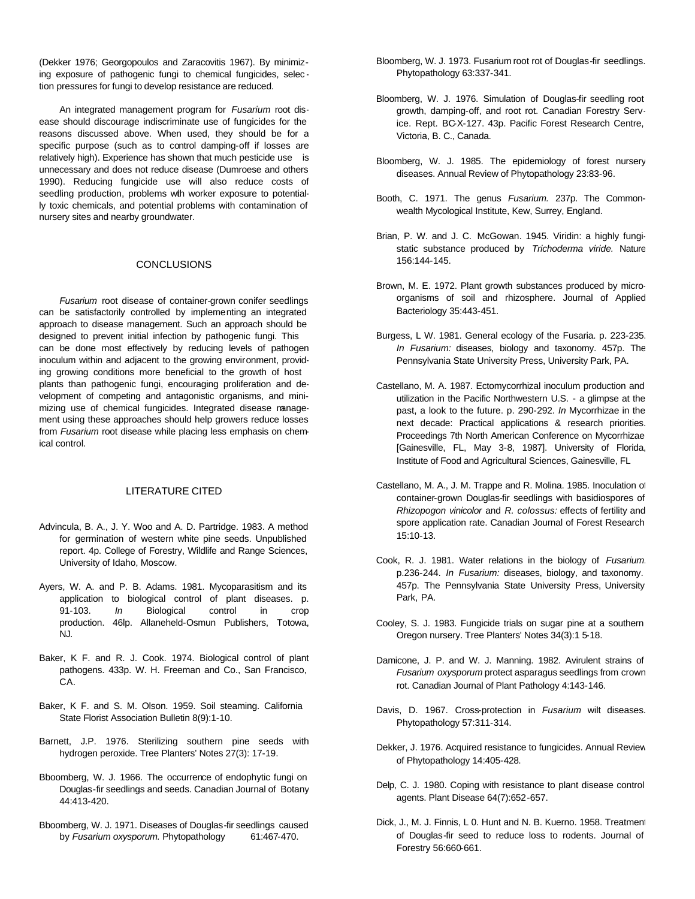(Dekker 1976; Georgopoulos and Zaracovitis 1967). By minimizing exposure of pathogenic fungi to chemical fungicides, selection pressures for fungi to develop resistance are reduced.

An integrated management program for *Fusarium* root disease should discourage indiscriminate use of fungicides for the reasons discussed above. When used, they should be for a specific purpose (such as to control damping-off if losses are relatively high). Experience has shown that much pesticide use is unnecessary and does not reduce disease (Dumroese and others 1990). Reducing fungicide use will also reduce costs of seedling production, problems with worker exposure to potentially toxic chemicals, and potential problems with contamination of nursery sites and nearby groundwater.

## CONCLUSIONS

*Fusarium* root disease of container-grown conifer seedlings can be satisfactorily controlled by implementing an integrated approach to disease management. Such an approach should be designed to prevent initial infection by pathogenic fungi. This can be done most effectively by reducing levels of pathogen inoculum within and adjacent to the growing environment, providing growing conditions more beneficial to the growth of host plants than pathogenic fungi, encouraging proliferation and development of competing and antagonistic organisms, and minimizing use of chemical fungicides. Integrated disease management using these approaches should help growers reduce losses from *Fusarium* root disease while placing less emphasis on chemical control.

## LITERATURE CITED

Advincula, B. A., J. Y. Woo and A. D. Partridge. 1983. A method for germination of western white pine seeds. Unpublished report. 4p. College of Forestry, Wildlife and Range Sciences, University of Idaho, Moscow.

Ayers, W. A. and P. B. Adams. 1981. Mycoparasitism and its application to biological control of plant diseases. p. 91-103. *In* Biological control in crop production. 46lp. Allaneheld-Osmun Publishers, Totowa, NJ.

Baker, K F. and R. J. Cook. 1974. Biological control of plant pathogens. 433p. W. H. Freeman and Co., San Francisco, CA.

Baker, K F. and S. M. Olson. 1959. Soil steaming. California State Florist Association Bulletin 8(9):1-10.

Barnett, J.P. 1976. Sterilizing southern pine seeds with hydrogen peroxide. Tree Planters' Notes 27(3): 17-19.

Bboomberg, W. J. 1966. The occurrence of endophytic fungi on Douglas-fir seedlings and seeds. Canadian Journal of Botany 44:413-420.

Bboomberg, W. J. 1971. Diseases of Douglas-fir seedlings caused by *Fusarium oxysporum.* Phytopathology 61:467-470.

Bloomberg, W. J. 1973. Fusarium root rot of Douglas-fir seedlings. Phytopathology 63:337-341.

Bloomberg, W. J. 1976. Simulation of Douglas-fir seedling root growth, damping-off, and root rot. Canadian Forestry Service. Rept. BC-X-127. 43p. Pacific Forest Research Centre, Victoria, B. C., Canada.

Bloomberg, W. J. 1985. The epidemiology of forest nursery diseases. Annual Review of Phytopathology 23:83-96.

Booth, C. 1971. The genus *Fusarium.* 237p. The Commonwealth Mycological Institute, Kew, Surrey, England.

Brian, P. W. and J. C. McGowan. 1945. Viridin: a highly fungistatic substance produced by *Trichoderma viride.* Nature 156:144-145.

Brown, M. E. 1972. Plant growth substances produced by microorganisms of soil and rhizosphere. Journal of Applied Bacteriology 35:443-451.

Burgess, L W. 1981. General ecology of the Fusaria. p. 223-235. *In Fusarium:* diseases, biology and taxonomy. 457p. The Pennsylvania State University Press, University Park, PA.

Castellano, M. A. 1987. Ectomycorrhizal inoculum production and utilization in the Pacific Northwestern U.S. - a glimpse at the past, a look to the future. p. 290-292. *In* Mycorrhizae in the next decade: Practical applications & research priorities. Proceedings 7th North American Conference on Mycorrhizae [Gainesville, FL, May 3-8, 1987]. University of Florida, Institute of Food and Agricultural Sciences, Gainesville, FL

Castellano, M. A., J. M. Trappe and R. Molina. 1985. Inoculation of container-grown Douglas-fir seedlings with basidiospores of *Rhizopogon vinicolor* and *R. colossus:* effects of fertility and spore application rate. Canadian Journal of Forest Research 15:10-13.

Cook, R. J. 1981. Water relations in the biology of *Fusarium.* p.236-244. *In Fusarium:* diseases, biology, and taxonomy. 457p. The Pennsylvania State University Press, University Park, PA.

Cooley, S. J. 1983. Fungicide trials on sugar pine at a southern Oregon nursery. Tree Planters' Notes 34(3):1 5-18.

Damicone, J. P. and W. J. Manning. 1982. Avirulent strains of *Fusarium oxysporum* protect asparagus seedlings from crown rot. Canadian Journal of Plant Pathology 4:143-146.

Davis, D. 1967. Cross-protection in *Fusarium* wilt diseases. Phytopathology 57:311-314.

Dekker, J. 1976. Acquired resistance to fungicides. Annual Review of Phytopathology 14:405-428.

Delp, C. J. 1980. Coping with resistance to plant disease control agents. Plant Disease 64(7):652-657.

Dick, J., M. J. Finnis, L 0. Hunt and N. B. Kuerno. 1958. Treatment of Douglas-fir seed to reduce loss to rodents. Journal of Forestry 56:660-661.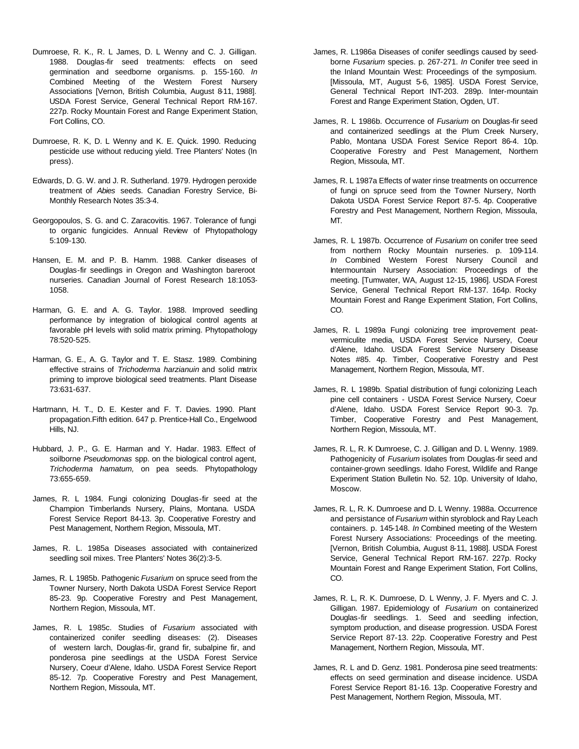Dumroese, R. K., R. L James, D. L Wenny and C. J. Gilligan. 1988. Douglas-fir seed treatments: effects on seed germination and seedborne organisms. p. 155-160. *In* Combined Meeting of the Western Forest Nursery Associations [Vernon, British Columbia, August 8-11, 1988]. USDA Forest Service, General Technical Report RM-167. 227p. Rocky Mountain Forest and Range Experiment Station, Fort Collins, CO.

Dumroese, R. K, D. L Wenny and K. E. Quick. 1990. Reducing pesticide use without reducing yield. Tree Planters' Notes (In press).

Edwards, D. G. W. and J. R. Sutherland. 1979. Hydrogen peroxide treatment of *Abies* seeds. Canadian Forestry Service, Bi-Monthly Research Notes 35:3-4.

Georgopoulos, S. G. and C. Zaracovitis. 1967. Tolerance of fungi to organic fungicides. Annual Review of Phytopathology 5:109-130.

Hansen, E. M. and P. B. Hamm. 1988. Canker diseases of Douglas-fir seedlings in Oregon and Washington bareroot nurseries. Canadian Journal of Forest Research 18:1053-1058.

Harman, G. E. and A. G. Taylor. 1988. Improved seedling performance by integration of biological control agents at favorable pH levels with solid matrix priming. Phytopathology 78:520-525.

Harman, G. E., A. G. Taylor and T. E. Stasz. 1989. Combining effective strains of *Trichoderma harzianuin* and solid matrix priming to improve biological seed treatments. Plant Disease 73:631-637.

Hartmann, H. T., D. E. Kester and F. T. Davies. 1990. Plant propagation.Fifth edition. 647 p. Prentice-Hall Co., Engelwood Hills, NJ.

Hubbard, J. P., G. E. Harman and Y. Hadar. 1983. Effect of soilborne *Pseudomonas* spp. on the biological control agent, *Trichoderma hamatum,* on pea seeds. Phytopathology 73:655-659.

James, R. L 1984. Fungi colonizing Douglas-fir seed at the Champion Timberlands Nursery, Plains, Montana. USDA Forest Service Report 84-13. 3p. Cooperative Forestry and Pest Management, Northern Region, Missoula, MT.

James, R. L. 1985a Diseases associated with containerized seedling soil mixes. Tree Planters' Notes 36(2):3-5.

James, R. L 1985b. Pathogenic *Fusarium* on spruce seed from the Towner Nursery, North Dakota USDA Forest Service Report 85-23. 9p. Cooperative Forestry and Pest Management, Northern Region, Missoula, MT.

James, R. L 1985c. Studies of *Fusarium* associated with containerized conifer seedling diseases: (2). Diseases of western larch, Douglas-fir, grand fir, subalpine fir, and ponderosa pine seedlings at the USDA Forest Service Nursery, Coeur d'Alene, Idaho. USDA Forest Service Report 85-12. 7p. Cooperative Forestry and Pest Management, Northern Region, Missoula, MT.

James, R. L1986a Diseases of conifer seedlings caused by seed-borne *Fusarium* species. p. 267-271. *In* Conifer tree seed in the Inland Mountain West: Proceedings of the symposium. [Missoula, MT, August 5-6, 1985]. USDA Forest Service, General Technical Report INT-203. 289p. Inter-mountain Forest and Range Experiment Station, Ogden, UT.

James, R. L 1986b. Occurrence of *Fusarium* on Douglas-fir seed and containerized seedlings at the Plum Creek Nursery, Pablo, Montana USDA Forest Service Report 86-4. 10p. Cooperative Forestry and Pest Management, Northern Region, Missoula, MT.

James, R. L 1987a Effects of water rinse treatments on occurrence of fungi on spruce seed from the Towner Nursery, North Dakota USDA Forest Service Report 87-5. 4p. Cooperative Forestry and Pest Management, Northern Region, Missoula, MT.

James, R. L 1987b. Occurrence of *Fusarium* on conifer tree seed from northern Rocky Mountain nurseries. p. 109-114. *In* Combined Western Forest Nursery Council and Intermountain Nursery Association: Proceedings of the meeting. [Tumwater, WA, August 12-15, 1986]. USDA Forest Service, General Technical Report RM-137. 164p. Rocky Mountain Forest and Range Experiment Station, Fort Collins, CO.

James, R. L 1989a Fungi colonizing tree improvement peat-vermiculite media, USDA Forest Service Nursery, Coeur d'Alene, Idaho. USDA Forest Service Nursery Disease Notes #85. 4p. Timber, Cooperative Forestry and Pest Management, Northern Region, Missoula, MT.

James, R. L 1989b. Spatial distribution of fungi colonizing Leach pine cell containers - USDA Forest Service Nursery, Coeur d'Alene, Idaho. USDA Forest Service Report 90-3. 7p. Timber, Cooperative Forestry and Pest Management, Northern Region, Missoula, MT.

James, R. L, R. K Dumroese, C. J. Gilligan and D. L Wenny. 1989. Pathogenicity of *Fusarium* isolates from Douglas-fir seed and container-grown seedlings. Idaho Forest, Wildlife and Range Experiment Station Bulletin No. 52. 10p. University of Idaho, Moscow.

James, R. L, R. K. Dumroese and D. L Wenny. 1988a. Occurrence and persistance of *Fusarium* within styroblock and Ray Leach containers. p. 145-148. *In* Combined meeting of the Western Forest Nursery Associations: Proceedings of the meeting. [Vernon, British Columbia, August 8-11, 1988]. USDA Forest Service, General Technical Report RM-167. 227p. Rocky Mountain Forest and Range Experiment Station, Fort Collins, CO.

James, R. L, R. K. Dumroese, D. L Wenny, J. F. Myers and C. J. Gilligan. 1987. Epidemiology of *Fusarium* on containerized Douglas-fir seedlings. 1. Seed and seedling infection, symptom production, and disease progression. USDA Forest Service Report 87-13. 22p. Cooperative Forestry and Pest Management, Northern Region, Missoula, MT.

James, R. L and D. Genz. 1981. Ponderosa pine seed treatments: effects on seed germination and disease incidence. USDA Forest Service Report 81-16. 13p. Cooperative Forestry and Pest Management, Northern Region, Missoula, MT.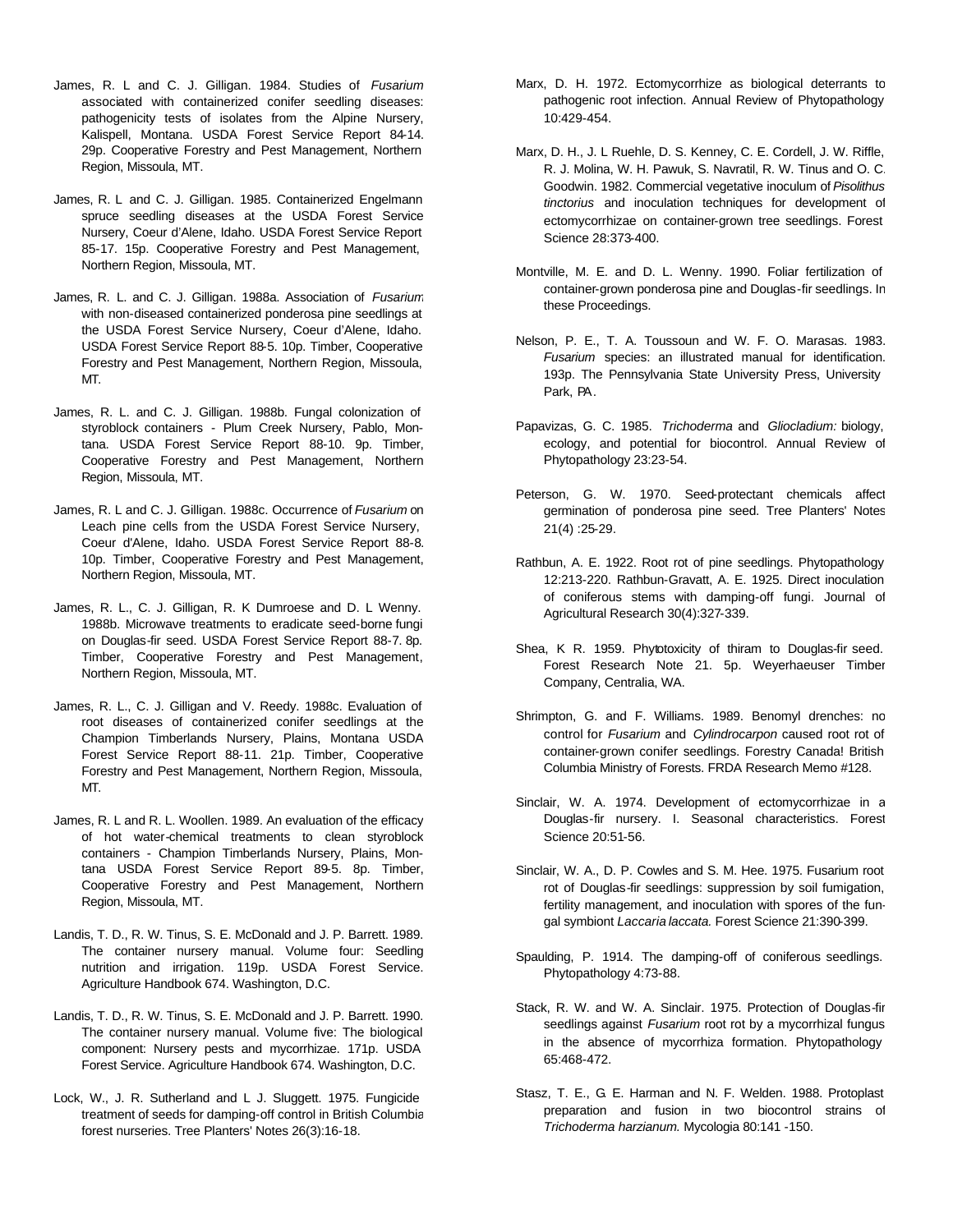James, R. L and C. J. Gilligan. 1984. Studies of *Fusarium* associated with containerized conifer seedling diseases: pathogenicity tests of isolates from the Alpine Nursery, Kalispell, Montana. USDA Forest Service Report 84-14. 29p. Cooperative Forestry and Pest Management, Northern Region, Missoula, MT.

James, R. L and C. J. Gilligan. 1985. Containerized Engelmann spruce seedling diseases at the USDA Forest Service Nursery, Coeur d'Alene, Idaho. USDA Forest Service Report 85-17. 15p. Cooperative Forestry and Pest Management, Northern Region, Missoula, MT.

James, R. L. and C. J. Gilligan. 1988a. Association of *Fusarium* with non-diseased containerized ponderosa pine seedlings at the USDA Forest Service Nursery, Coeur d'Alene, Idaho. USDA Forest Service Report 88-5. 10p. Timber, Cooperative Forestry and Pest Management, Northern Region, Missoula, MT.

James, R. L. and C. J. Gilligan. 1988b. Fungal colonization of styroblock containers - Plum Creek Nursery, Pablo, Montana. USDA Forest Service Report 88-10. 9p. Timber, Cooperative Forestry and Pest Management, Northern Region, Missoula, MT.

James, R. L and C. J. Gilligan. 1988c. Occurrence of *Fusarium* on Leach pine cells from the USDA Forest Service Nursery, Coeur d'Alene, Idaho. USDA Forest Service Report 88-8. 10p. Timber, Cooperative Forestry and Pest Management, Northern Region, Missoula, MT.

James, R. L., C. J. Gilligan, R. K Dumroese and D. L Wenny. 1988b. Microwave treatments to eradicate seed-borne fungi on Douglas-fir seed. USDA Forest Service Report 88-7. 8p. Timber, Cooperative Forestry and Pest Management, Northern Region, Missoula, MT.

James, R. L., C. J. Gilligan and V. Reedy. 1988c. Evaluation of root diseases of containerized conifer seedlings at the Champion Timberlands Nursery, Plains, Montana USDA Forest Service Report 88-11. 21p. Timber, Cooperative Forestry and Pest Management, Northern Region, Missoula, MT.

James, R. L and R. L. Woollen. 1989. An evaluation of the efficacy of hot water-chemical treatments to clean styroblock containers - Champion Timberlands Nursery, Plains, Montana USDA Forest Service Report 89-5. 8p. Timber, Cooperative Forestry and Pest Management, Northern Region, Missoula, MT.

Landis, T. D., R. W. Tinus, S. E. McDonald and J. P. Barrett. 1989. The container nursery manual. Volume four: Seedling nutrition and irrigation. 119p. USDA Forest Service. Agriculture Handbook 674. Washington, D.C.

Landis, T. D., R. W. Tinus, S. E. McDonald and J. P. Barrett. 1990. The container nursery manual. Volume five: The biological component: Nursery pests and mycorrhizae. 171p. USDA Forest Service. Agriculture Handbook 674. Washington, D.C.

Lock, W., J. R. Sutherland and L J. Sluggett. 1975. Fungicide treatment of seeds for damping-off control in British Columbia forest nurseries. Tree Planters' Notes 26(3):16-18.

Marx, D. H. 1972. Ectomycorrhize as biological deterrants to pathogenic root infection. Annual Review of Phytopathology 10:429-454.

Marx, D. H., J. L Ruehle, D. S. Kenney, C. E. Cordell, J. W. Riffle, R. J. Molina, W. H. Pawuk, S. Navratil, R. W. Tinus and O. C. Goodwin. 1982. Commercial vegetative inoculum of *Pisolithus tinctorius* and inoculation techniques for development of ectomycorrhizae on container-grown tree seedlings. Forest Science 28:373-400.

Montville, M. E. and D. L. Wenny. 1990. Foliar fertilization of container-grown ponderosa pine and Douglas-fir seedlings. In these Proceedings.

Nelson, P. E., T. A. Toussoun and W. F. O. Marasas. 1983. *Fusarium* species: an illustrated manual for identification. 193p. The Pennsylvania State University Press, University Park, PA.

Papavizas, G. C. 1985. *Trichoderma* and *Gliocladium:* biology, ecology, and potential for biocontrol. Annual Review of Phytopathology 23:23-54.

Peterson, G. W. 1970. Seed-protectant chemicals affect germination of ponderosa pine seed. Tree Planters' Notes 21(4) :25-29.

Rathbun, A. E. 1922. Root rot of pine seedlings. Phytopathology 12:213-220. Rathbun-Gravatt, A. E. 1925. Direct inoculation of coniferous stems with damping-off fungi. Journal of Agricultural Research 30(4):327-339.

Shea, K R. 1959. Phytotoxicity of thiram to Douglas-fir seed. Forest Research Note 21. 5p. Weyerhaeuser Timber Company, Centralia, WA.

Shrimpton, G. and F. Williams. 1989. Benomyl drenches: no control for *Fusarium* and *Cylindrocarpon* caused root rot of container-grown conifer seedlings. Forestry Canada! British Columbia Ministry of Forests. FRDA Research Memo #128.

Sinclair, W. A. 1974. Development of ectomycorrhizae in a Douglas-fir nursery. I. Seasonal characteristics. Forest Science 20:51-56.

Sinclair, W. A., D. P. Cowles and S. M. Hee. 1975. Fusarium root rot of Douglas-fir seedlings: suppression by soil fumigation, fertility management, and inoculation with spores of the fungal symbiont *Laccaria laccata.* Forest Science 21:390-399.

Spaulding, P. 1914. The damping-off of coniferous seedlings. Phytopathology 4:73-88.

Stack, R. W. and W. A. Sinclair. 1975. Protection of Douglas-fir seedlings against *Fusarium* root rot by a mycorrhizal fungus in the absence of mycorrhiza formation. Phytopathology 65:468-472.

Stasz, T. E., G. E. Harman and N. F. Welden. 1988. Protoplast preparation and fusion in two biocontrol strains of *Trichoderma harzianum.* Mycologia 80:141 -150.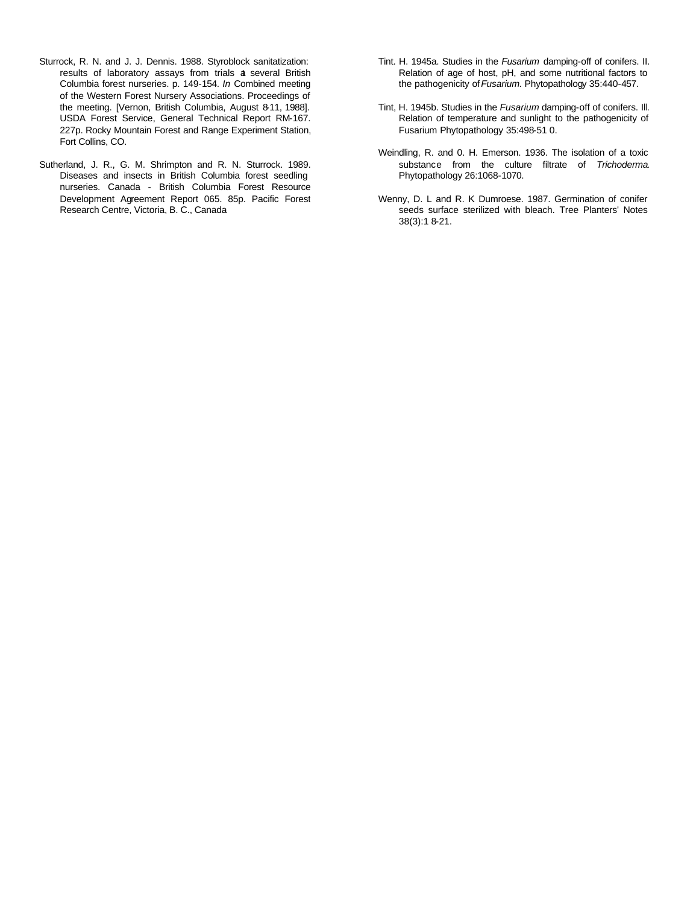Sturrock, R. N. and J. J. Dennis. 1988. Styroblock sanitatization: results of laboratory assays from trials at several British Columbia forest nurseries. p. 149-154. *In* Combined meeting of the Western Forest Nursery Associations. Proceedings of the meeting. [Vernon, British Columbia, August 8-11, 1988]. USDA Forest Service, General Technical Report RM-167. 227p. Rocky Mountain Forest and Range Experiment Station, Fort Collins, CO.

Sutherland, J. R., G. M. Shrimpton and R. N. Sturrock. 1989. Diseases and insects in British Columbia forest seedling nurseries. Canada - British Columbia Forest Resource Development Agreement Report 065. 85p. Pacific Forest Research Centre, Victoria, B. C., Canada

Tint. H. 1945a. Studies in the *Fusarium* damping-off of conifers. II. Relation of age of host, pH, and some nutritional factors to the pathogenicity of *Fusarium.* Phytopathology 35:440-457.

Tint, H. 1945b. Studies in the *Fusarium* damping-off of conifers. III. Relation of temperature and sunlight to the pathogenicity of Fusarium Phytopathology 35:498-51 0.

Weindling, R. and 0. H. Emerson. 1936. The isolation of a toxic substance from the culture filtrate of *Trichoderma*. Phytopathology 26:1068-1070.

Wenny, D. L and R. K Dumroese. 1987. Germination of conifer seeds surface sterilized with bleach. Tree Planters' Notes 38(3):1 8-21.